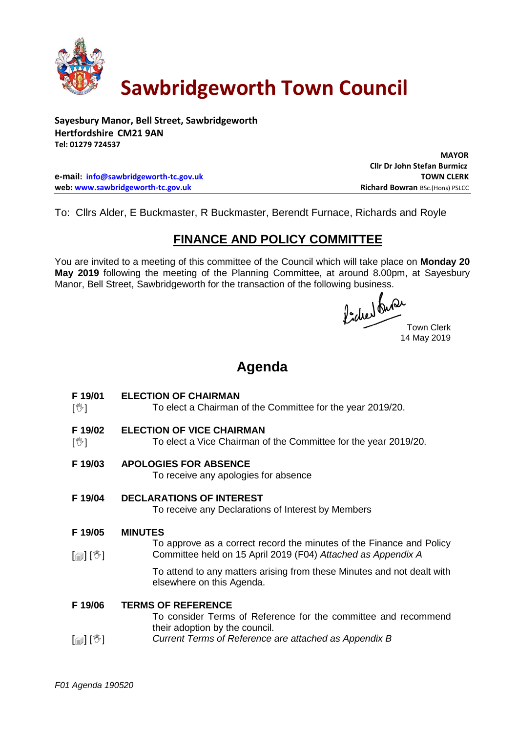# Sawbridgeworth Town Council

**Sayesbury Manor, Bell Street, Sawbridgeworth**
**Hertfordshire CM21 9AN**
**Tel: 01279 724537**

**e-mail: info@sawbridgeworth-tc.gov.uk**
**web: www.sawbridgeworth-tc.gov.uk**

**MAYOR**
**Cllr Dr John Stefan Burmicz**
**TOWN CLERK**
**Richard Bowran** BSc.(Hons) PSLCC

To: Cllrs Alder, E Buckmaster, R Buckmaster, Berendt Furnace, Richards and Royle

## FINANCE AND POLICY COMMITTEE

You are invited to a meeting of this committee of the Council which will take place on **Monday 20 May 2019** following the meeting of the Planning Committee, at around 8.00pm, at Sayesbury Manor, Bell Street, Sawbridgeworth for the transaction of the following business.

Town Clerk
14 May 2019

# Agenda

**F 19/01 ELECTION OF CHAIRMAN**
[✋] To elect a Chairman of the Committee for the year 2019/20.

**F 19/02 ELECTION OF VICE CHAIRMAN**
[✋] To elect a Vice Chairman of the Committee for the year 2019/20.

**F 19/03 APOLOGIES FOR ABSENCE**
To receive any apologies for absence

**F 19/04 DECLARATIONS OF INTEREST**
To receive any Declarations of Interest by Members

**F 19/05 MINUTES**
[📄] [✋] To approve as a correct record the minutes of the Finance and Policy Committee held on 15 April 2019 (F04) *Attached as Appendix A*

To attend to any matters arising from these Minutes and not dealt with elsewhere on this Agenda.

**F 19/06 TERMS OF REFERENCE**
To consider Terms of Reference for the committee and recommend their adoption by the council.
[📄] [✋] *Current Terms of Reference are attached as Appendix B*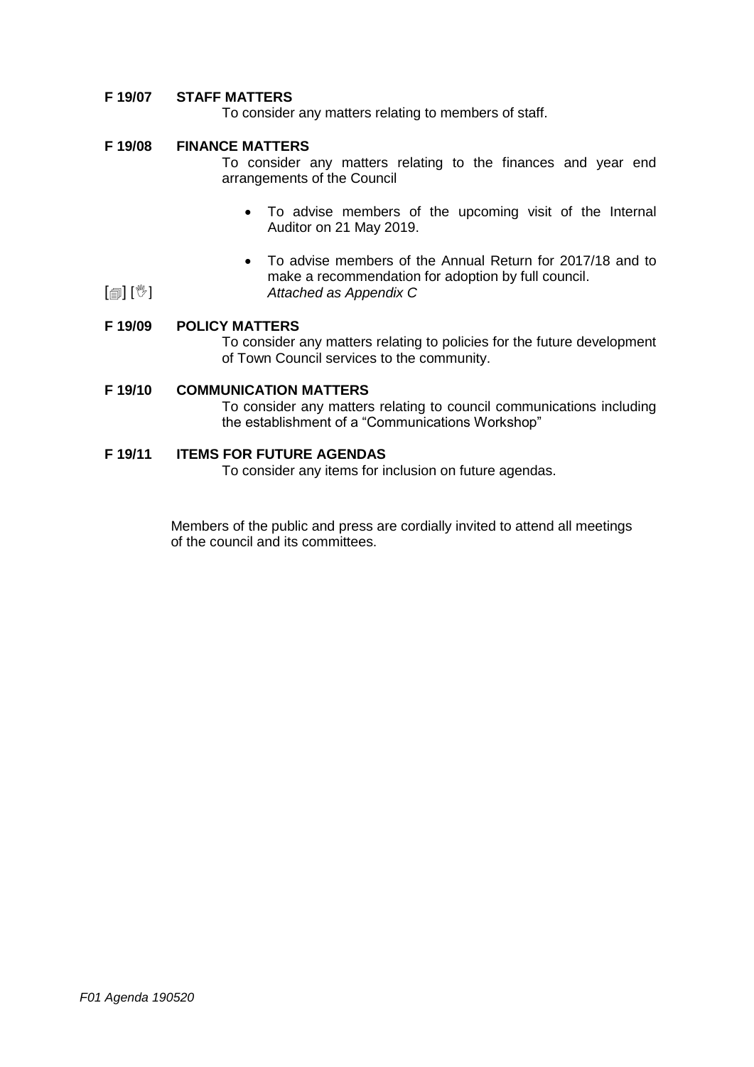**F 19/07 STAFF MATTERS**

To consider any matters relating to members of staff.

**F 19/08 FINANCE MATTERS**

To consider any matters relating to the finances and year end arrangements of the Council

- To advise members of the upcoming visit of the Internal Auditor on 21 May 2019.

- To advise members of the Annual Return for 2017/18 and to make a recommendation for adoption by full council.

[🗐] [🖑] *Attached as Appendix C*

**F 19/09 POLICY MATTERS**

To consider any matters relating to policies for the future development of Town Council services to the community.

**F 19/10 COMMUNICATION MATTERS**

To consider any matters relating to council communications including the establishment of a "Communications Workshop"

**F 19/11 ITEMS FOR FUTURE AGENDAS**

To consider any items for inclusion on future agendas.

Members of the public and press are cordially invited to attend all meetings of the council and its committees.

*F01 Agenda 190520*